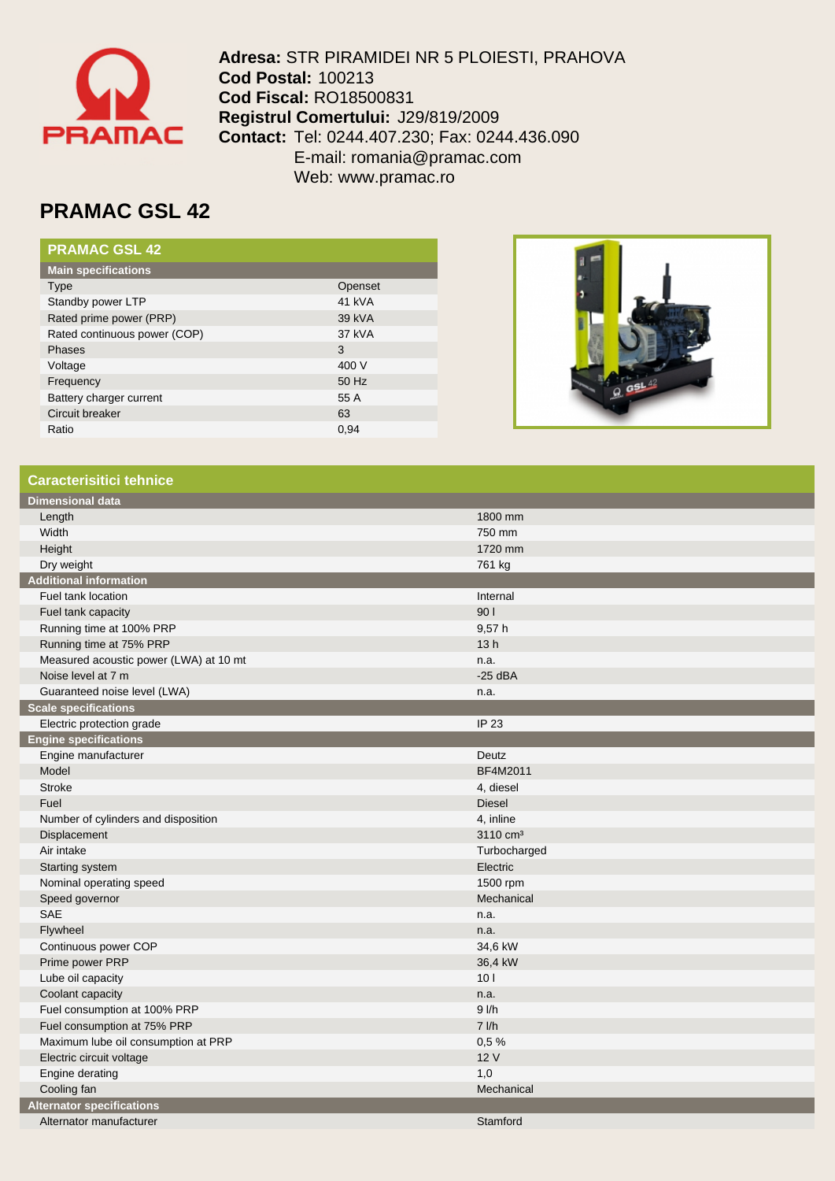**Adresa:** STR PIRAMIDEI NR 5 PLOIESTI, PRAHOVA
**Cod Postal:** 100213
**Cod Fiscal:** RO18500831
**Registrul Comertului:** J29/819/2009
**Contact:** Tel: 0244.407.230; Fax: 0244.436.090
E-mail: romania@pramac.com
Web: www.pramac.ro

# PRAMAC GSL 42

| PRAMAC GSL 42 | |
|---|---|
| **Main specifications** | |
| Type | Openset |
| Standby power LTP | 41 kVA |
| Rated prime power (PRP) | 39 kVA |
| Rated continuous power (COP) | 37 kVA |
| Phases | 3 |
| Voltage | 400 V |
| Frequency | 50 Hz |
| Battery charger current | 55 A |
| Circuit breaker | 63 |
| Ratio | 0,94 |

| Caracterisitici tehnice | |
|---|---|
| **Dimensional data** | |
| Length | 1800 mm |
| Width | 750 mm |
| Height | 1720 mm |
| Dry weight | 761 kg |
| **Additional information** | |
| Fuel tank location | Internal |
| Fuel tank capacity | 90 l |
| Running time at 100% PRP | 9,57 h |
| Running time at 75% PRP | 13 h |
| Measured acoustic power (LWA) at 10 mt | n.a. |
| Noise level at 7 m | -25 dBA |
| Guaranteed noise level (LWA) | n.a. |
| **Scale specifications** | |
| Electric protection grade | IP 23 |
| **Engine specifications** | |
| Engine manufacturer | Deutz |
| Model | BF4M2011 |
| Stroke | 4, diesel |
| Fuel | Diesel |
| Number of cylinders and disposition | 4, inline |
| Displacement | 3110 $cm^3$ |
| Air intake | Turbocharged |
| Starting system | Electric |
| Nominal operating speed | 1500 rpm |
| Speed governor | Mechanical |
| SAE | n.a. |
| Flywheel | n.a. |
| Continuous power COP | 34,6 kW |
| Prime power PRP | 36,4 kW |
| Lube oil capacity | 10 l |
| Coolant capacity | n.a. |
| Fuel consumption at 100% PRP | 9 l/h |
| Fuel consumption at 75% PRP | 7 l/h |
| Maximum lube oil consumption at PRP | 0,5 % |
| Electric circuit voltage | 12 V |
| Engine derating | 1,0 |
| Cooling fan | Mechanical |
| **Alternator specifications** | |
| Alternator manufacturer | Stamford |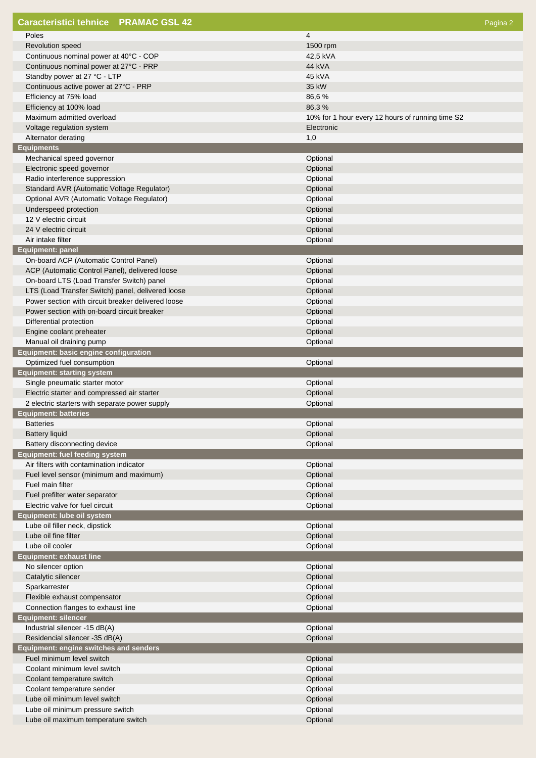## Caracteristici tehnice PRAMAC GSL 42

| | |
|---|---|
| Poles | 4 |
| Revolution speed | 1500 rpm |
| Continuous nominal power at 40°C - COP | 42,5 kVA |
| Continuous nominal power at 27°C - PRP | 44 kVA |
| Standby power at 27 °C - LTP | 45 kVA |
| Continuous active power at 27°C - PRP | 35 kW |
| Efficiency at 75% load | 86,6 % |
| Efficiency at 100% load | 86,3 % |
| Maximum admitted overload | 10% for 1 hour every 12 hours of running time S2 |
| Voltage regulation system | Electronic |
| Alternator derating | 1,0 |
| **Equipments** | |
| Mechanical speed governor | Optional |
| Electronic speed governor | Optional |
| Radio interference suppression | Optional |
| Standard AVR (Automatic Voltage Regulator) | Optional |
| Optional AVR (Automatic Voltage Regulator) | Optional |
| Underspeed protection | Optional |
| 12 V electric circuit | Optional |
| 24 V electric circuit | Optional |
| Air intake filter | Optional |
| **Equipment: panel** | |
| On-board ACP (Automatic Control Panel) | Optional |
| ACP (Automatic Control Panel), delivered loose | Optional |
| On-board LTS (Load Transfer Switch) panel | Optional |
| LTS (Load Transfer Switch) panel, delivered loose | Optional |
| Power section with circuit breaker delivered loose | Optional |
| Power section with on-board circuit breaker | Optional |
| Differential protection | Optional |
| Engine coolant preheater | Optional |
| Manual oil draining pump | Optional |
| **Equipment: basic engine configuration** | |
| Optimized fuel consumption | Optional |
| **Equipment: starting system** | |
| Single pneumatic starter motor | Optional |
| Electric starter and compressed air starter | Optional |
| 2 electric starters with separate power supply | Optional |
| **Equipment: batteries** | |
| Batteries | Optional |
| Battery liquid | Optional |
| Battery disconnecting device | Optional |
| **Equipment: fuel feeding system** | |
| Air filters with contamination indicator | Optional |
| Fuel level sensor (minimum and maximum) | Optional |
| Fuel main filter | Optional |
| Fuel prefilter water separator | Optional |
| Electric valve for fuel circuit | Optional |
| **Equipment: lube oil system** | |
| Lube oil filler neck, dipstick | Optional |
| Lube oil fine filter | Optional |
| Lube oil cooler | Optional |
| **Equipment: exhaust line** | |
| No silencer option | Optional |
| Catalytic silencer | Optional |
| Sparkarrester | Optional |
| Flexible exhaust compensator | Optional |
| Connection flanges to exhaust line | Optional |
| **Equipment: silencer** | |
| Industrial silencer -15 dB(A) | Optional |
| Residencial silencer -35 dB(A) | Optional |
| **Equipment: engine switches and senders** | |
| Fuel minimum level switch | Optional |
| Coolant minimum level switch | Optional |
| Coolant temperature switch | Optional |
| Coolant temperature sender | Optional |
| Lube oil minimum level switch | Optional |
| Lube oil minimum pressure switch | Optional |
| Lube oil maximum temperature switch | Optional |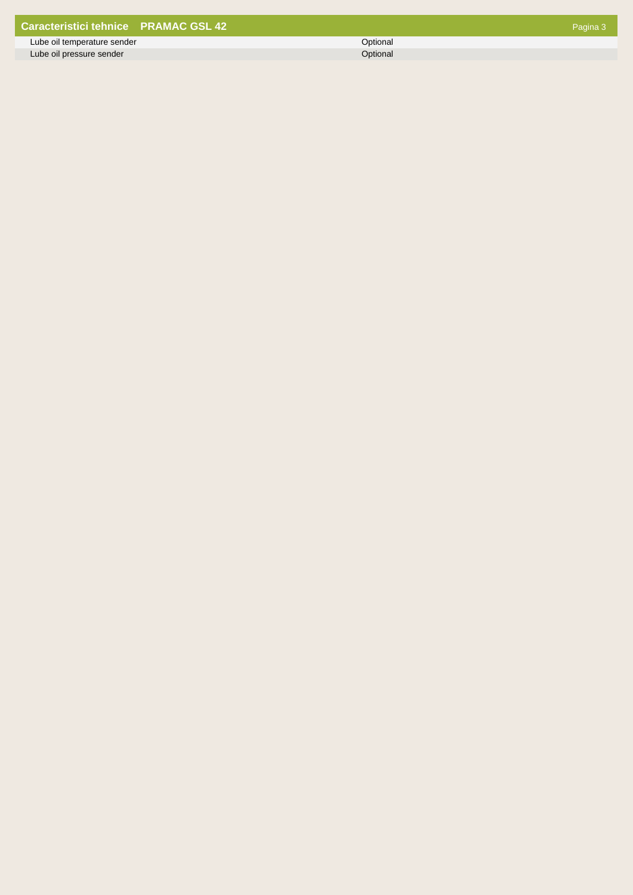| | |
|---|---|
| Lube oil temperature sender | Optional |
| Lube oil pressure sender | Optional |